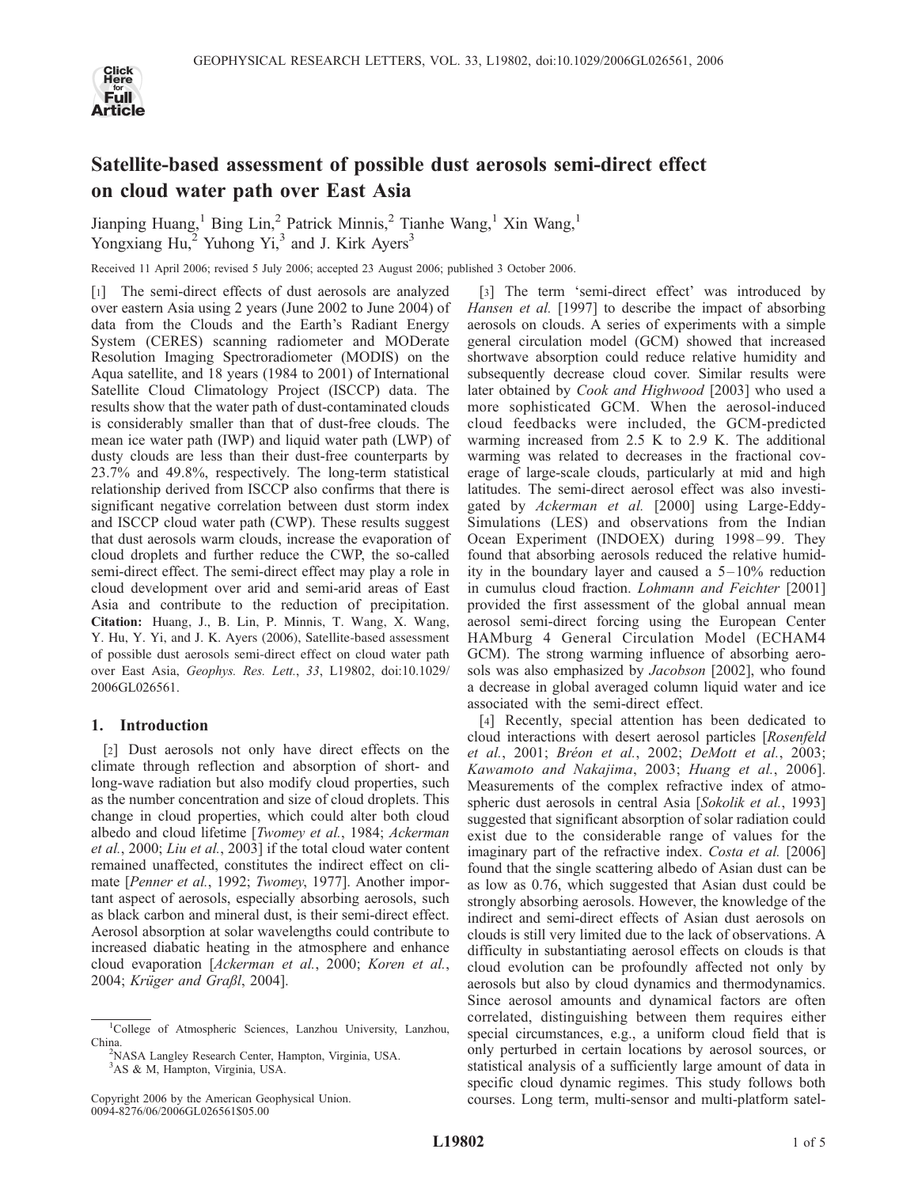# Satellite-based assessment of possible dust aerosols semi-direct effect on cloud water path over East Asia

Jianping Huang,[1] Bing Lin,[2] Patrick Minnis,[2] Tianhe Wang,[1] Xin Wang,[1] Yongxiang Hu,[2] Yuhong Yi,[3] and J. Kirk Ayers[3]

Received 11 April 2006; revised 5 July 2006; accepted 23 August 2006; published 3 October 2006.

[1] The semi-direct effects of dust aerosols are analyzed over eastern Asia using 2 years (June 2002 to June 2004) of data from the Clouds and the Earth's Radiant Energy System (CERES) scanning radiometer and MODerate Resolution Imaging Spectroradiometer (MODIS) on the Aqua satellite, and 18 years (1984 to 2001) of International Satellite Cloud Climatology Project (ISCCP) data. The results show that the water path of dust-contaminated clouds is considerably smaller than that of dust-free clouds. The mean ice water path (IWP) and liquid water path (LWP) of dusty clouds are less than their dust-free counterparts by 23.7% and 49.8%, respectively. The long-term statistical relationship derived from ISCCP also confirms that there is significant negative correlation between dust storm index and ISCCP cloud water path (CWP). These results suggest that dust aerosols warm clouds, increase the evaporation of cloud droplets and further reduce the CWP, the so-called semi-direct effect. The semi-direct effect may play a role in cloud development over arid and semi-arid areas of East Asia and contribute to the reduction of precipitation. **Citation:** Huang, J., B. Lin, P. Minnis, T. Wang, X. Wang, Y. Hu, Y. Yi, and J. K. Ayers (2006), Satellite-based assessment of possible dust aerosols semi-direct effect on cloud water path over East Asia, *Geophys. Res. Lett.*, *33*, L19802, doi:10.1029/2006GL026561.

## 1. Introduction

[2] Dust aerosols not only have direct effects on the climate through reflection and absorption of short- and long-wave radiation but also modify cloud properties, such as the number concentration and size of cloud droplets. This change in cloud properties, which could alter both cloud albedo and cloud lifetime [*Twomey et al.*, 1984; *Ackerman et al.*, 2000; *Liu et al.*, 2003] if the total cloud water content remained unaffected, constitutes the indirect effect on climate [*Penner et al.*, 1992; *Twomey*, 1977]. Another important aspect of aerosols, especially absorbing aerosols, such as black carbon and mineral dust, is their semi-direct effect. Aerosol absorption at solar wavelengths could contribute to increased diabatic heating in the atmosphere and enhance cloud evaporation [*Ackerman et al.*, 2000; *Koren et al.*, 2004; *Krüger and Graßl*, 2004].

[3] The term 'semi-direct effect' was introduced by *Hansen et al.* [1997] to describe the impact of absorbing aerosols on clouds. A series of experiments with a simple general circulation model (GCM) showed that increased shortwave absorption could reduce relative humidity and subsequently decrease cloud cover. Similar results were later obtained by *Cook and Highwood* [2003] who used a more sophisticated GCM. When the aerosol-induced cloud feedbacks were included, the GCM-predicted warming increased from 2.5 K to 2.9 K. The additional warming was related to decreases in the fractional coverage of large-scale clouds, particularly at mid and high latitudes. The semi-direct aerosol effect was also investigated by *Ackerman et al.* [2000] using Large-Eddy-Simulations (LES) and observations from the Indian Ocean Experiment (INDOEX) during 1998–99. They found that absorbing aerosols reduced the relative humidity in the boundary layer and caused a 5–10% reduction in cumulus cloud fraction. *Lohmann and Feichter* [2001] provided the first assessment of the global annual mean aerosol semi-direct forcing using the European Center HAMburg 4 General Circulation Model (ECHAM4 GCM). The strong warming influence of absorbing aerosols was also emphasized by *Jacobson* [2002], who found a decrease in global averaged column liquid water and ice associated with the semi-direct effect.

[4] Recently, special attention has been dedicated to cloud interactions with desert aerosol particles [*Rosenfeld et al.*, 2001; *Bréon et al.*, 2002; *DeMott et al.*, 2003; *Kawamoto and Nakajima*, 2003; *Huang et al.*, 2006]. Measurements of the complex refractive index of atmospheric dust aerosols in central Asia [*Sokolik et al.*, 1993] suggested that significant absorption of solar radiation could exist due to the considerable range of values for the imaginary part of the refractive index. *Costa et al.* [2006] found that the single scattering albedo of Asian dust can be as low as 0.76, which suggested that Asian dust could be strongly absorbing aerosols. However, the knowledge of the indirect and semi-direct effects of Asian dust aerosols on clouds is still very limited due to the lack of observations. A difficulty in substantiating aerosol effects on clouds is that cloud evolution can be profoundly affected not only by aerosols but also by cloud dynamics and thermodynamics. Since aerosol amounts and dynamical factors are often correlated, distinguishing between them requires either special circumstances, e.g., a uniform cloud field that is only perturbed in certain locations by aerosol sources, or statistical analysis of a sufficiently large amount of data in specific cloud dynamic regimes. This study follows both courses. Long term, multi-sensor and multi-platform satel-

[1] College of Atmospheric Sciences, Lanzhou University, Lanzhou, China.

[2] NASA Langley Research Center, Hampton, Virginia, USA.

[3] AS & M, Hampton, Virginia, USA.

Copyright 2006 by the American Geophysical Union.
0094-8276/06/2006GL026561$05.00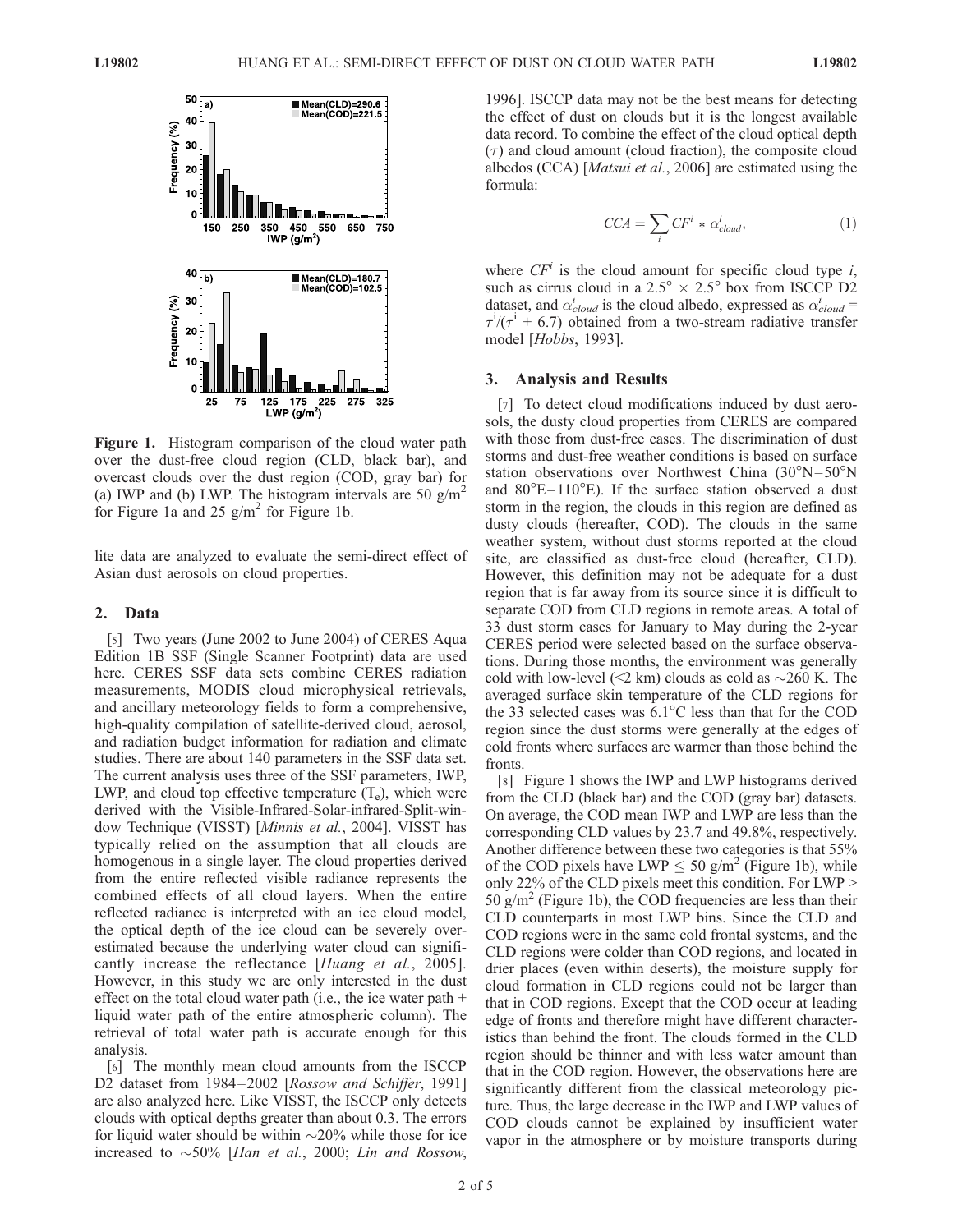Figure 1. Histogram comparison of the cloud water path over the dust-free cloud region (CLD, black bar), and overcast clouds over the dust region (COD, gray bar) for (a) IWP and (b) LWP. The histogram intervals are 50 g/m$^2$ for Figure 1a and 25 g/m$^2$ for Figure 1b.

lite data are analyzed to evaluate the semi-direct effect of Asian dust aerosols on cloud properties.

## 2. Data

[5] Two years (June 2002 to June 2004) of CERES Aqua Edition 1B SSF (Single Scanner Footprint) data are used here. CERES SSF data sets combine CERES radiation measurements, MODIS cloud microphysical retrievals, and ancillary meteorology fields to form a comprehensive, high-quality compilation of satellite-derived cloud, aerosol, and radiation budget information for radiation and climate studies. There are about 140 parameters in the SSF data set. The current analysis uses three of the SSF parameters, IWP, LWP, and cloud top effective temperature ($T_e$), which were derived with the Visible-Infrared-Solar-infrared-Split-window Technique (VISST) [*Minnis et al.*, 2004]. VISST has typically relied on the assumption that all clouds are homogenous in a single layer. The cloud properties derived from the entire reflected visible radiance represents the combined effects of all cloud layers. When the entire reflected radiance is interpreted with an ice cloud model, the optical depth of the ice cloud can be severely overestimated because the underlying water cloud can significantly increase the reflectance [*Huang et al.*, 2005]. However, in this study we are only interested in the dust effect on the total cloud water path (i.e., the ice water path + liquid water path of the entire atmospheric column). The retrieval of total water path is accurate enough for this analysis.

[6] The monthly mean cloud amounts from the ISCCP D2 dataset from 1984–2002 [*Rossow and Schiffer*, 1991] are also analyzed here. Like VISST, the ISCCP only detects clouds with optical depths greater than about 0.3. The errors for liquid water should be within ~20% while those for ice increased to ~50% [*Han et al.*, 2000; *Lin and Rossow*, 1996]. ISCCP data may not be the best means for detecting the effect of dust on clouds but it is the longest available data record. To combine the effect of the cloud optical depth ($\tau$) and cloud amount (cloud fraction), the composite cloud albedos (CCA) [*Matsui et al.*, 2006] are estimated using the formula:

$$CCA = \sum_i CF^i * \alpha^i_{cloud}, \tag{1}$$

where $CF^i$ is the cloud amount for specific cloud type $i$, such as cirrus cloud in a 2.5° × 2.5° box from ISCCP D2 dataset, and $\alpha^i_{cloud}$ is the cloud albedo, expressed as $\alpha^i_{cloud} = \tau^i/(\tau^i + 6.7)$ obtained from a two-stream radiative transfer model [*Hobbs*, 1993].

## 3. Analysis and Results

[7] To detect cloud modifications induced by dust aerosols, the dusty cloud properties from CERES are compared with those from dust-free cases. The discrimination of dust storms and dust-free weather conditions is based on surface station observations over Northwest China (30°N–50°N and 80°E–110°E). If the surface station observed a dust storm in the region, the clouds in this region are defined as dusty clouds (hereafter, COD). The clouds in the same weather system, without dust storms reported at the cloud site, are classified as dust-free cloud (hereafter, CLD). However, this definition may not be adequate for a dust region that is far away from its source since it is difficult to separate COD from CLD regions in remote areas. A total of 33 dust storm cases for January to May during the 2-year CERES period were selected based on the surface observations. During those months, the environment was generally cold with low-level (<2 km) clouds as cold as ~260 K. The averaged surface skin temperature of the CLD regions for the 33 selected cases was 6.1°C less than that for the COD region since the dust storms were generally at the edges of cold fronts where surfaces are warmer than those behind the fronts.

[8] Figure 1 shows the IWP and LWP histograms derived from the CLD (black bar) and the COD (gray bar) datasets. On average, the COD mean IWP and LWP are less than the corresponding CLD values by 23.7 and 49.8%, respectively. Another difference between these two categories is that 55% of the COD pixels have LWP ≤ 50 g/m$^2$ (Figure 1b), while only 22% of the CLD pixels meet this condition. For LWP > 50 g/m$^2$ (Figure 1b), the COD frequencies are less than their CLD counterparts in most LWP bins. Since the CLD and COD regions were in the same cold frontal systems, and the CLD regions were colder than COD regions, and located in drier places (even within deserts), the moisture supply for cloud formation in CLD regions could not be larger than that in COD regions. Except that the COD occur at leading edge of fronts and therefore might have different characteristics than behind the front. The clouds formed in the CLD region should be thinner and with less water amount than that in the COD region. However, the observations here are significantly different from the classical meteorology picture. Thus, the large decrease in the IWP and LWP values of COD clouds cannot be explained by insufficient water vapor in the atmosphere or by moisture transports during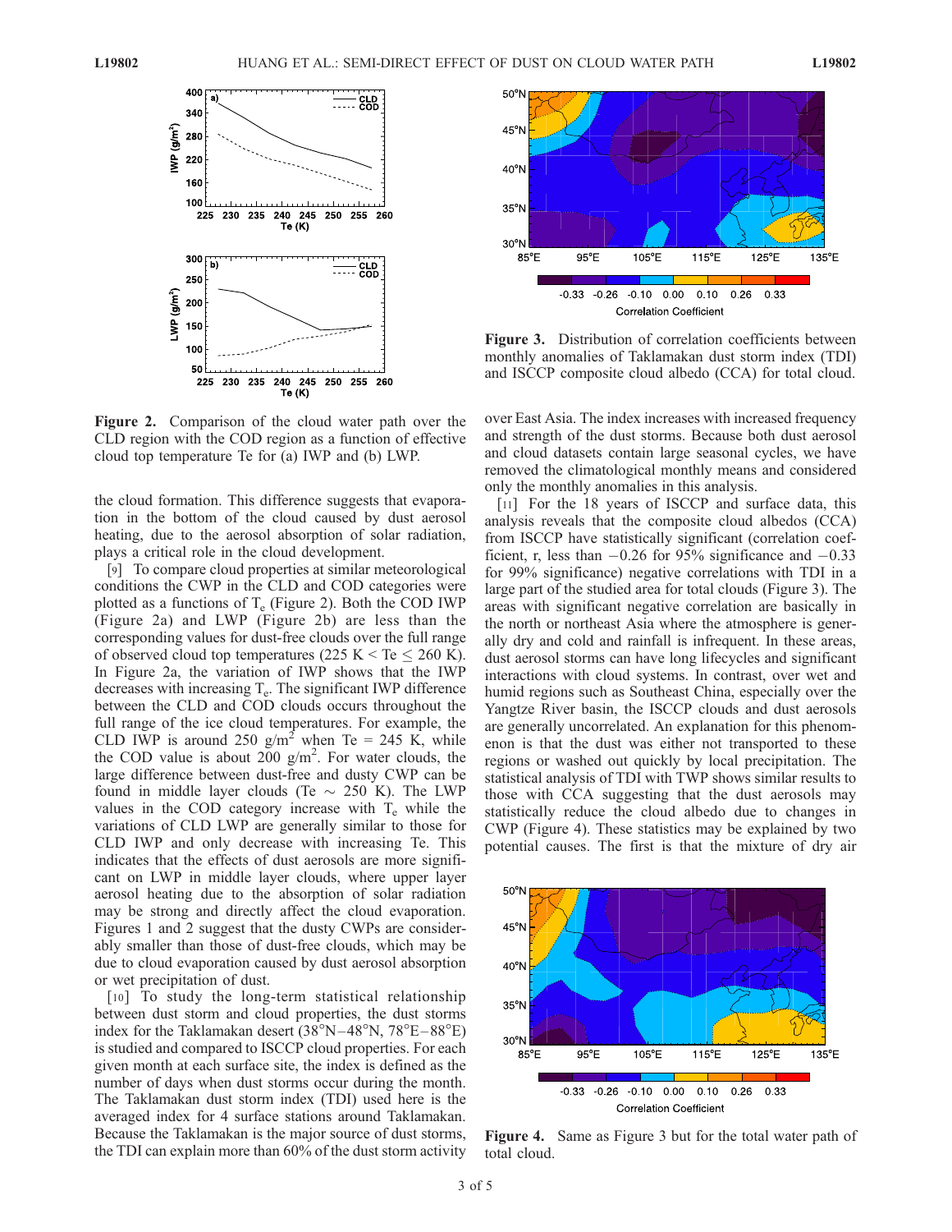Figure 2. Comparison of the cloud water path over the CLD region with the COD region as a function of effective cloud top temperature Te for (a) IWP and (b) LWP.

the cloud formation. This difference suggests that evaporation in the bottom of the cloud caused by dust aerosol heating, due to the aerosol absorption of solar radiation, plays a critical role in the cloud development.

[9] To compare cloud properties at similar meteorological conditions the CWP in the CLD and COD categories were plotted as a functions of $T_e$ (Figure 2). Both the COD IWP (Figure 2a) and LWP (Figure 2b) are less than the corresponding values for dust-free clouds over the full range of observed cloud top temperatures (225 K < Te ≤ 260 K). In Figure 2a, the variation of IWP shows that the IWP decreases with increasing $T_e$. The significant IWP difference between the CLD and COD clouds occurs throughout the full range of the ice cloud temperatures. For example, the CLD IWP is around 250 $g/m^2$ when Te = 245 K, while the COD value is about 200 $g/m^2$. For water clouds, the large difference between dust-free and dusty CWP can be found in middle layer clouds (Te ~ 250 K). The LWP values in the COD category increase with $T_e$ while the variations of CLD LWP are generally similar to those for CLD IWP and only decrease with increasing Te. This indicates that the effects of dust aerosols are more significant on LWP in middle layer clouds, where upper layer aerosol heating due to the absorption of solar radiation may be strong and directly affect the cloud evaporation. Figures 1 and 2 suggest that the dusty CWPs are considerably smaller than those of dust-free clouds, which may be due to cloud evaporation caused by dust aerosol absorption or wet precipitation of dust.

[10] To study the long-term statistical relationship between dust storm and cloud properties, the dust storms index for the Taklamakan desert (38°N–48°N, 78°E–88°E) is studied and compared to ISCCP cloud properties. For each given month at each surface site, the index is defined as the number of days when dust storms occur during the month. The Taklamakan dust storm index (TDI) used here is the averaged index for 4 surface stations around Taklamakan. Because the Taklamakan is the major source of dust storms, the TDI can explain more than 60% of the dust storm activity over East Asia. The index increases with increased frequency and strength of the dust storms. Because both dust aerosol and cloud datasets contain large seasonal cycles, we have removed the climatological monthly means and considered only the monthly anomalies in this analysis.

Figure 3. Distribution of correlation coefficients between monthly anomalies of Taklamakan dust storm index (TDI) and ISCCP composite cloud albedo (CCA) for total cloud.

[11] For the 18 years of ISCCP and surface data, this analysis reveals that the composite cloud albedos (CCA) from ISCCP have statistically significant (correlation coefficient, r, less than −0.26 for 95% significance and −0.33 for 99% significance) negative correlations with TDI in a large part of the studied area for total clouds (Figure 3). The areas with significant negative correlation are basically in the north or northeast Asia where the atmosphere is generally dry and cold and rainfall is infrequent. In these areas, dust aerosol storms can have long lifecycles and significant interactions with cloud systems. In contrast, over wet and humid regions such as Southeast China, especially over the Yangtze River basin, the ISCCP clouds and dust aerosols are generally uncorrelated. An explanation for this phenomenon is that the dust was either not transported to these regions or washed out quickly by local precipitation. The statistical analysis of TDI with TWP shows similar results to those with CCA suggesting that the dust aerosols may statistically reduce the cloud albedo due to changes in CWP (Figure 4). These statistics may be explained by two potential causes. The first is that the mixture of dry air

Figure 4. Same as Figure 3 but for the total water path of total cloud.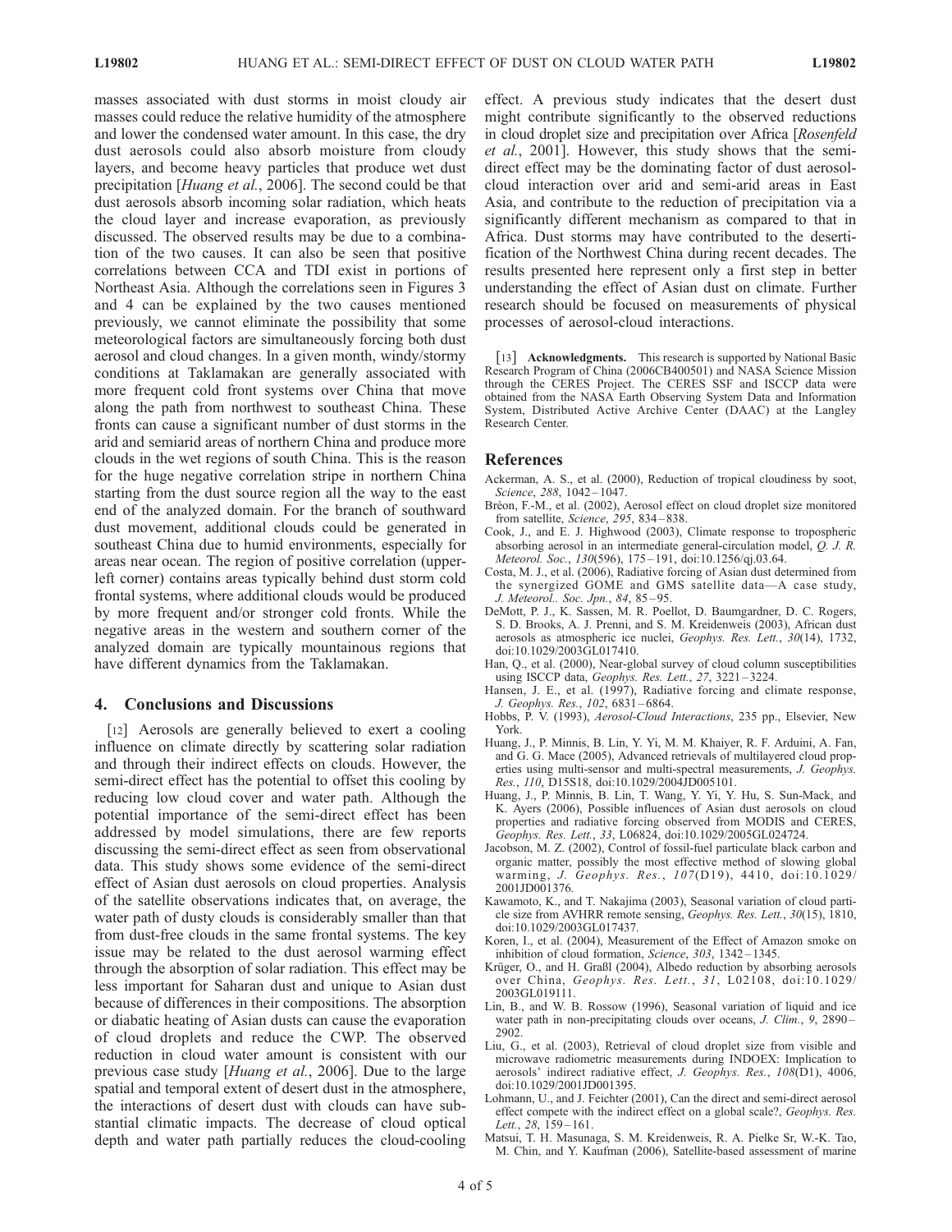masses associated with dust storms in moist cloudy air masses could reduce the relative humidity of the atmosphere and lower the condensed water amount. In this case, the dry dust aerosols could also absorb moisture from cloudy layers, and become heavy particles that produce wet dust precipitation [*Huang et al.*, 2006]. The second could be that dust aerosols absorb incoming solar radiation, which heats the cloud layer and increase evaporation, as previously discussed. The observed results may be due to a combination of the two causes. It can also be seen that positive correlations between CCA and TDI exist in portions of Northeast Asia. Although the correlations seen in Figures 3 and 4 can be explained by the two causes mentioned previously, we cannot eliminate the possibility that some meteorological factors are simultaneously forcing both dust aerosol and cloud changes. In a given month, windy/stormy conditions at Taklamakan are generally associated with more frequent cold front systems over China that move along the path from northwest to southeast China. These fronts can cause a significant number of dust storms in the arid and semiarid areas of northern China and produce more clouds in the wet regions of south China. This is the reason for the huge negative correlation stripe in northern China starting from the dust source region all the way to the east end of the analyzed domain. For the branch of southward dust movement, additional clouds could be generated in southeast China due to humid environments, especially for areas near ocean. The region of positive correlation (upper-left corner) contains areas typically behind dust storm cold frontal systems, where additional clouds would be produced by more frequent and/or stronger cold fronts. While the negative areas in the western and southern corner of the analyzed domain are typically mountainous regions that have different dynamics from the Taklamakan.

## 4. Conclusions and Discussions

[12] Aerosols are generally believed to exert a cooling influence on climate directly by scattering solar radiation and through their indirect effects on clouds. However, the semi-direct effect has the potential to offset this cooling by reducing low cloud cover and water path. Although the potential importance of the semi-direct effect has been addressed by model simulations, there are few reports discussing the semi-direct effect as seen from observational data. This study shows some evidence of the semi-direct effect of Asian dust aerosols on cloud properties. Analysis of the satellite observations indicates that, on average, the water path of dusty clouds is considerably smaller than that from dust-free clouds in the same frontal systems. The key issue may be related to the dust aerosol warming effect through the absorption of solar radiation. This effect may be less important for Saharan dust and unique to Asian dust because of differences in their compositions. The absorption or diabatic heating of Asian dusts can cause the evaporation of cloud droplets and reduce the CWP. The observed reduction in cloud water amount is consistent with our previous case study [*Huang et al.*, 2006]. Due to the large spatial and temporal extent of desert dust in the atmosphere, the interactions of desert dust with clouds can have substantial climatic impacts. The decrease of cloud optical depth and water path partially reduces the cloud-cooling effect. A previous study indicates that the desert dust might contribute significantly to the observed reductions in cloud droplet size and precipitation over Africa [*Rosenfeld et al.*, 2001]. However, this study shows that the semi-direct effect may be the dominating factor of dust aerosol-cloud interaction over arid and semi-arid areas in East Asia, and contribute to the reduction of precipitation via a significantly different mechanism as compared to that in Africa. Dust storms may have contributed to the desertification of the Northwest China during recent decades. The results presented here represent only a first step in better understanding the effect of Asian dust on climate. Further research should be focused on measurements of physical processes of aerosol-cloud interactions.

[13] **Acknowledgments.** This research is supported by National Basic Research Program of China (2006CB400501) and NASA Science Mission through the CERES Project. The CERES SSF and ISCCP data were obtained from the NASA Earth Observing System Data and Information System, Distributed Active Archive Center (DAAC) at the Langley Research Center.

## References

Ackerman, A. S., et al. (2000), Reduction of tropical cloudiness by soot, *Science*, *288*, 1042–1047.

Bréon, F.-M., et al. (2002), Aerosol effect on cloud droplet size monitored from satellite, *Science*, *295*, 834–838.

Cook, J., and E. J. Highwood (2003), Climate response to tropospheric absorbing aerosol in an intermediate general-circulation model, *Q. J. R. Meteorol. Soc.*, *130*(596), 175–191, doi:10.1256/qj.03.64.

Costa, M. J., et al. (2006), Radiative forcing of Asian dust determined from the synergized GOME and GMS satellite data—A case study, *J. Meteorol.. Soc. Jpn.*, *84*, 85–95.

DeMott, P. J., K. Sassen, M. R. Poellot, D. Baumgardner, D. C. Rogers, S. D. Brooks, A. J. Prenni, and S. M. Kreidenweis (2003), African dust aerosols as atmospheric ice nuclei, *Geophys. Res. Lett.*, *30*(14), 1732, doi:10.1029/2003GL017410.

Han, Q., et al. (2000), Near-global survey of cloud column susceptibilities using ISCCP data, *Geophys. Res. Lett.*, *27*, 3221–3224.

Hansen, J. E., et al. (1997), Radiative forcing and climate response, *J. Geophys. Res.*, *102*, 6831–6864.

Hobbs, P. V. (1993), *Aerosol-Cloud Interactions*, 235 pp., Elsevier, New York.

Huang, J., P. Minnis, B. Lin, Y. Yi, M. M. Khaiyer, R. F. Arduini, A. Fan, and G. G. Mace (2005), Advanced retrievals of multilayered cloud properties using multi-sensor and multi-spectral measurements, *J. Geophys. Res.*, *110*, D15S18, doi:10.1029/2004JD005101.

Huang, J., P. Minnis, B. Lin, T. Wang, Y. Yi, Y. Hu, S. Sun-Mack, and K. Ayers (2006), Possible influences of Asian dust aerosols on cloud properties and radiative forcing observed from MODIS and CERES, *Geophys. Res. Lett.*, *33*, L06824, doi:10.1029/2005GL024724.

Jacobson, M. Z. (2002), Control of fossil-fuel particulate black carbon and organic matter, possibly the most effective method of slowing global warming, *J. Geophys. Res.*, *107*(D19), 4410, doi:10.1029/2001JD001376.

Kawamoto, K., and T. Nakajima (2003), Seasonal variation of cloud particle size from AVHRR remote sensing, *Geophys. Res. Lett.*, *30*(15), 1810, doi:10.1029/2003GL017437.

Koren, I., et al. (2004), Measurement of the Effect of Amazon smoke on inhibition of cloud formation, *Science*, *303*, 1342–1345.

Krüger, O., and H. Graßl (2004), Albedo reduction by absorbing aerosols over China, *Geophys. Res. Lett.*, *31*, L02108, doi:10.1029/2003GL019111.

Lin, B., and W. B. Rossow (1996), Seasonal variation of liquid and ice water path in non-precipitating clouds over oceans, *J. Clim.*, *9*, 2890–2902.

Liu, G., et al. (2003), Retrieval of cloud droplet size from visible and microwave radiometric measurements during INDOEX: Implication to aerosols' indirect radiative effect, *J. Geophys. Res.*, *108*(D1), 4006, doi:10.1029/2001JD001395.

Lohmann, U., and J. Feichter (2001), Can the direct and semi-direct aerosol effect compete with the indirect effect on a global scale?, *Geophys. Res. Lett.*, *28*, 159–161.

Matsui, T. H. Masunaga, S. M. Kreidenweis, R. A. Pielke Sr, W.-K. Tao, M. Chin, and Y. Kaufman (2006), Satellite-based assessment of marine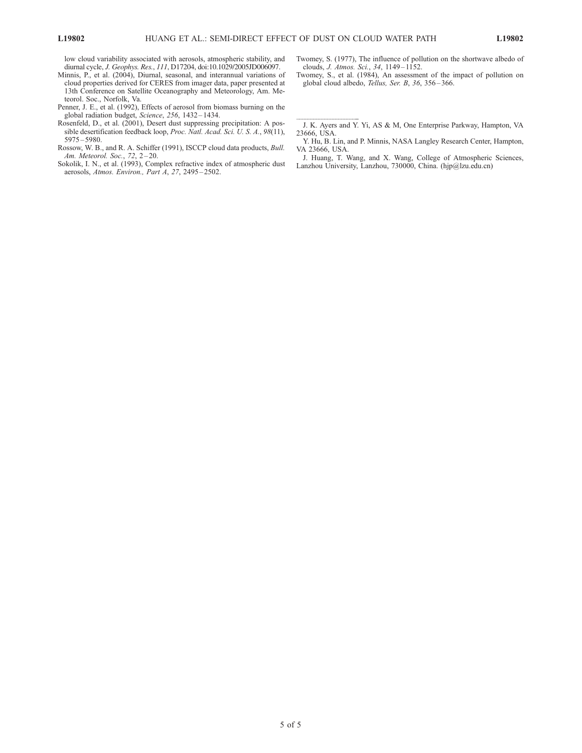low cloud variability associated with aerosols, atmospheric stability, and diurnal cycle, *J. Geophys. Res.*, *111*, D17204, doi:10.1029/2005JD006097.

Minnis, P., et al. (2004), Diurnal, seasonal, and interannual variations of cloud properties derived for CERES from imager data, paper presented at 13th Conference on Satellite Oceanography and Meteorology, Am. Meteorol. Soc., Norfolk, Va.

Penner, J. E., et al. (1992), Effects of aerosol from biomass burning on the global radiation budget, *Science*, *256*, 1432–1434.

Rosenfeld, D., et al. (2001), Desert dust suppressing precipitation: A possible desertification feedback loop, *Proc. Natl. Acad. Sci. U. S. A.*, *98*(11), 5975–5980.

Rossow, W. B., and R. A. Schiffer (1991), ISCCP cloud data products, *Bull. Am. Meteorol. Soc.*, *72*, 2–20.

Sokolik, I. N., et al. (1993), Complex refractive index of atmospheric dust aerosols, *Atmos. Environ., Part A*, *27*, 2495–2502.

Twomey, S. (1977), The influence of pollution on the shortwave albedo of clouds, *J. Atmos. Sci.*, *34*, 1149–1152.

Twomey, S., et al. (1984), An assessment of the impact of pollution on global cloud albedo, *Tellus, Ser. B*, *36*, 356–366.

---

J. K. Ayers and Y. Yi, AS & M, One Enterprise Parkway, Hampton, VA 23666, USA.

Y. Hu, B. Lin, and P. Minnis, NASA Langley Research Center, Hampton, VA 23666, USA.

J. Huang, T. Wang, and X. Wang, College of Atmospheric Sciences, Lanzhou University, Lanzhou, 730000, China. (hjp@lzu.edu.cn)